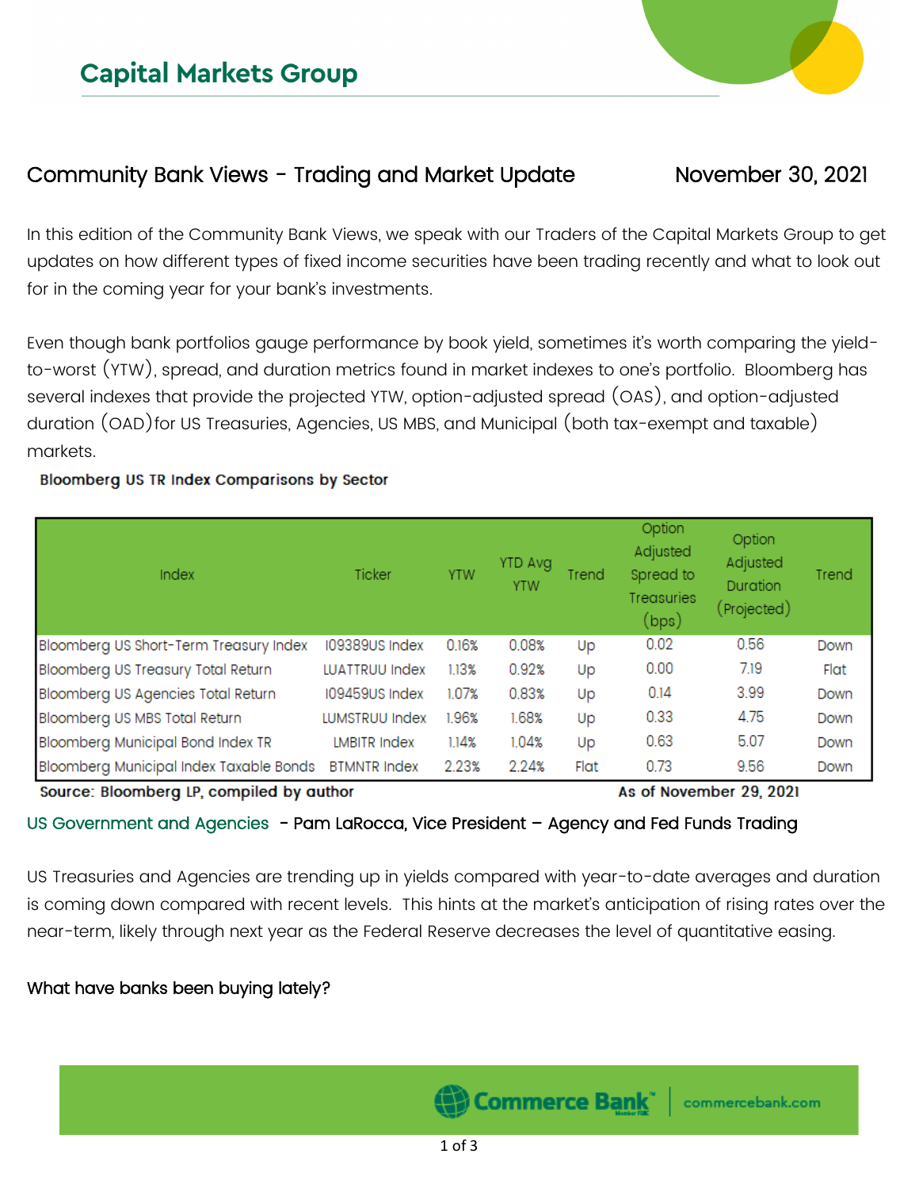# Capital Markets Group

## Community Bank Views - Trading and Market Update

November 30, 2021

In this edition of the Community Bank Views, we speak with our Traders of the Capital Markets Group to get updates on how different types of fixed income securities have been trading recently and what to look out for in the coming year for your bank's investments.

Even though bank portfolios gauge performance by book yield, sometimes it's worth comparing the yield-to-worst (YTW), spread, and duration metrics found in market indexes to one's portfolio. Bloomberg has several indexes that provide the projected YTW, option-adjusted spread (OAS), and option-adjusted duration (OAD)for US Treasuries, Agencies, US MBS, and Municipal (both tax-exempt and taxable) markets.

**Bloomberg US TR Index Comparisons by Sector**

| Index | Ticker | YTW | YTD Avg YTW | Trend | Option Adjusted Spread to Treasuries (bps) | Option Adjusted Duration (Projected) | Trend |
|---|---|---|---|---|---|---|---|
| Bloomberg US Short-Term Treasury Index | I09389US Index | 0.16% | 0.08% | Up | 0.02 | 0.56 | Down |
| Bloomberg US Treasury Total Return | LUATTRUU Index | 1.13% | 0.92% | Up | 0.00 | 7.19 | Flat |
| Bloomberg US Agencies Total Return | I09459US Index | 1.07% | 0.83% | Up | 0.14 | 3.99 | Down |
| Bloomberg US MBS Total Return | LUMSTRUU Index | 1.96% | 1.68% | Up | 0.33 | 4.75 | Down |
| Bloomberg Municipal Bond Index TR | LMBITR Index | 1.14% | 1.04% | Up | 0.63 | 5.07 | Down |
| Bloomberg Municipal Index Taxable Bonds | BTMNTR Index | 2.23% | 2.24% | Flat | 0.73 | 9.56 | Down |

**Source: Bloomberg LP, compiled by author** **As of November 29, 2021**

### US Government and Agencies - Pam LaRocca, Vice President – Agency and Fed Funds Trading

US Treasuries and Agencies are trending up in yields compared with year-to-date averages and duration is coming down compared with recent levels. This hints at the market's anticipation of rising rates over the near-term, likely through next year as the Federal Reserve decreases the level of quantitative easing.

What have banks been buying lately?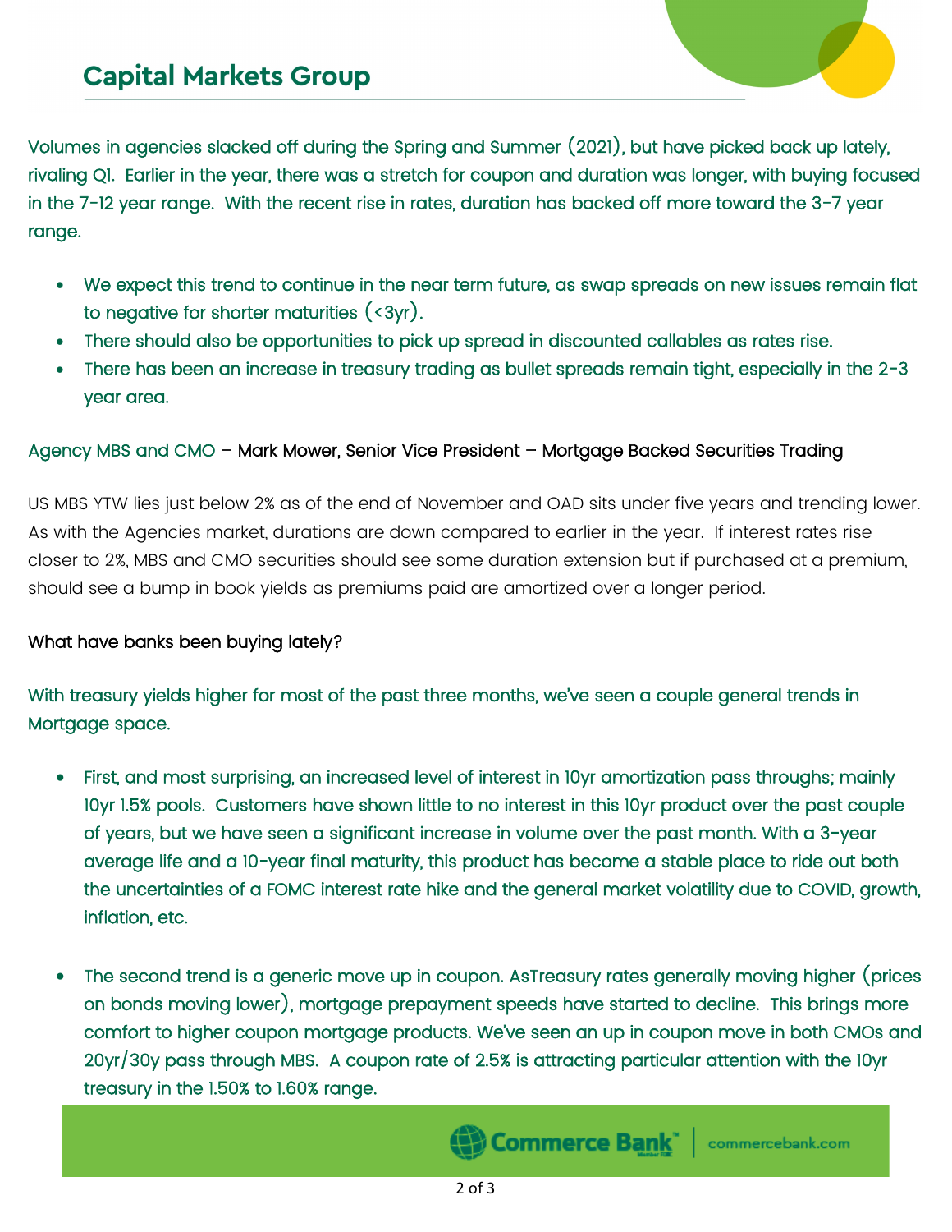Volumes in agencies slacked off during the Spring and Summer (2021), but have picked back up lately, rivaling Q1. Earlier in the year, there was a stretch for coupon and duration was longer, with buying focused in the 7-12 year range. With the recent rise in rates, duration has backed off more toward the 3-7 year range.

- We expect this trend to continue in the near term future, as swap spreads on new issues remain flat to negative for shorter maturities (<3yr).
- There should also be opportunities to pick up spread in discounted callables as rates rise.
- There has been an increase in treasury trading as bullet spreads remain tight, especially in the 2-3 year area.

Agency MBS and CMO – Mark Mower, Senior Vice President – Mortgage Backed Securities Trading

US MBS YTW lies just below 2% as of the end of November and OAD sits under five years and trending lower. As with the Agencies market, durations are down compared to earlier in the year. If interest rates rise closer to 2%, MBS and CMO securities should see some duration extension but if purchased at a premium, should see a bump in book yields as premiums paid are amortized over a longer period.

What have banks been buying lately?

With treasury yields higher for most of the past three months, we've seen a couple general trends in Mortgage space.

- First, and most surprising, an increased level of interest in 10yr amortization pass throughs; mainly 10yr 1.5% pools. Customers have shown little to no interest in this 10yr product over the past couple of years, but we have seen a significant increase in volume over the past month. With a 3-year average life and a 10-year final maturity, this product has become a stable place to ride out both the uncertainties of a FOMC interest rate hike and the general market volatility due to COVID, growth, inflation, etc.

- The second trend is a generic move up in coupon. AsTreasury rates generally moving higher (prices on bonds moving lower), mortgage prepayment speeds have started to decline. This brings more comfort to higher coupon mortgage products. We've seen an up in coupon move in both CMOs and 20yr/30y pass through MBS. A coupon rate of 2.5% is attracting particular attention with the 10yr treasury in the 1.50% to 1.60% range.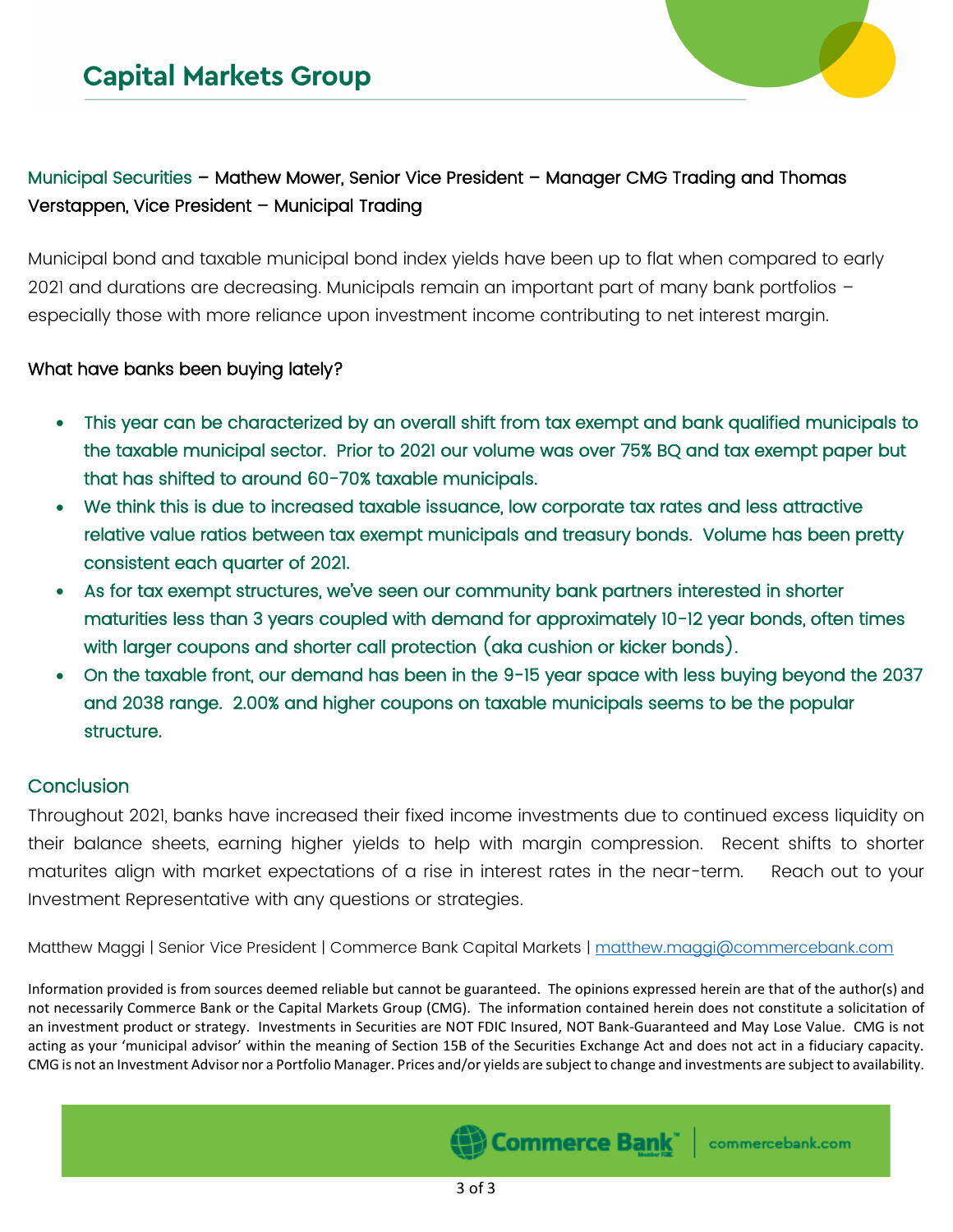# Capital Markets Group

Municipal Securities – Mathew Mower, Senior Vice President – Manager CMG Trading and Thomas Verstappen, Vice President – Municipal Trading

Municipal bond and taxable municipal bond index yields have been up to flat when compared to early 2021 and durations are decreasing. Municipals remain an important part of many bank portfolios – especially those with more reliance upon investment income contributing to net interest margin.

What have banks been buying lately?

- This year can be characterized by an overall shift from tax exempt and bank qualified municipals to the taxable municipal sector. Prior to 2021 our volume was over 75% BQ and tax exempt paper but that has shifted to around 60-70% taxable municipals.
- We think this is due to increased taxable issuance, low corporate tax rates and less attractive relative value ratios between tax exempt municipals and treasury bonds. Volume has been pretty consistent each quarter of 2021.
- As for tax exempt structures, we've seen our community bank partners interested in shorter maturities less than 3 years coupled with demand for approximately 10-12 year bonds, often times with larger coupons and shorter call protection (aka cushion or kicker bonds).
- On the taxable front, our demand has been in the 9-15 year space with less buying beyond the 2037 and 2038 range. 2.00% and higher coupons on taxable municipals seems to be the popular structure.

## Conclusion

Throughout 2021, banks have increased their fixed income investments due to continued excess liquidity on their balance sheets, earning higher yields to help with margin compression. Recent shifts to shorter maturites align with market expectations of a rise in interest rates in the near-term. Reach out to your Investment Representative with any questions or strategies.

Matthew Maggi | Senior Vice President | Commerce Bank Capital Markets | matthew.maggi@commercebank.com

Information provided is from sources deemed reliable but cannot be guaranteed. The opinions expressed herein are that of the author(s) and not necessarily Commerce Bank or the Capital Markets Group (CMG). The information contained herein does not constitute a solicitation of an investment product or strategy. Investments in Securities are NOT FDIC Insured, NOT Bank-Guaranteed and May Lose Value. CMG is not acting as your 'municipal advisor' within the meaning of Section 15B of the Securities Exchange Act and does not act in a fiduciary capacity. CMG is not an Investment Advisor nor a Portfolio Manager. Prices and/or yields are subject to change and investments are subject to availability.

Commerce Bank | commercebank.com